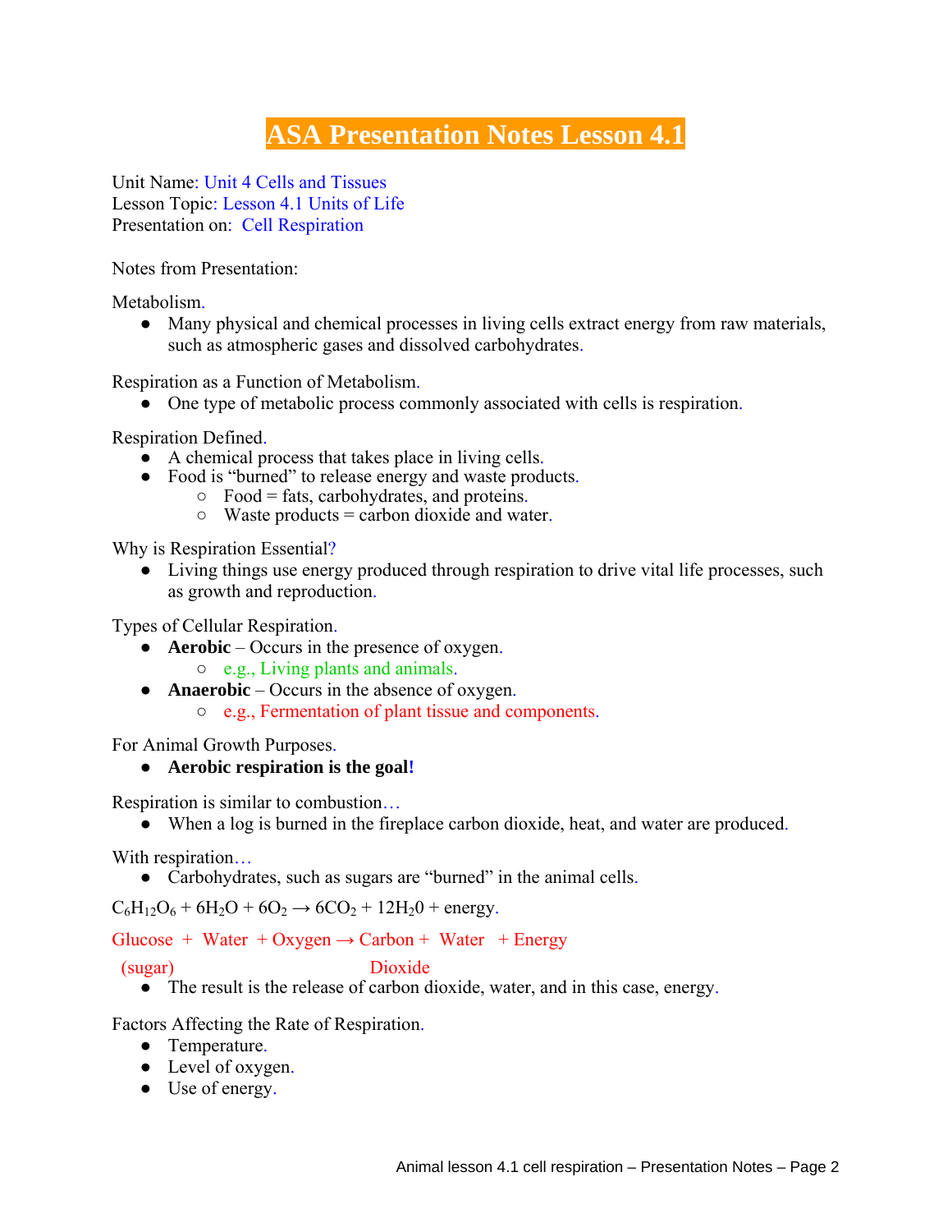# ASA Presentation Notes Lesson 4.1

Unit Name: Unit 4 Cells and Tissues
Lesson Topic: Lesson 4.1 Units of Life
Presentation on: Cell Respiration

Notes from Presentation:

Metabolism.

- Many physical and chemical processes in living cells extract energy from raw materials, such as atmospheric gases and dissolved carbohydrates.

Respiration as a Function of Metabolism.

- One type of metabolic process commonly associated with cells is respiration.

Respiration Defined.

- A chemical process that takes place in living cells.
- Food is "burned" to release energy and waste products.
  - Food = fats, carbohydrates, and proteins.
  - Waste products = carbon dioxide and water.

Why is Respiration Essential?

- Living things use energy produced through respiration to drive vital life processes, such as growth and reproduction.

Types of Cellular Respiration.

- **Aerobic** – Occurs in the presence of oxygen.
  - e.g., Living plants and animals.
- **Anaerobic** – Occurs in the absence of oxygen.
  - e.g., Fermentation of plant tissue and components.

For Animal Growth Purposes.

- **Aerobic respiration is the goal!**

Respiration is similar to combustion…

- When a log is burned in the fireplace carbon dioxide, heat, and water are produced.

With respiration…

- Carbohydrates, such as sugars are "burned" in the animal cells.

$C_6H_{12}O_6 + 6H_2O + 6O_2 \rightarrow 6CO_2 + 12H_20$ + energy.

Glucose (sugar) + Water + Oxygen → Carbon Dioxide + Water + Energy

- The result is the release of carbon dioxide, water, and in this case, energy.

Factors Affecting the Rate of Respiration.

- Temperature.
- Level of oxygen.
- Use of energy.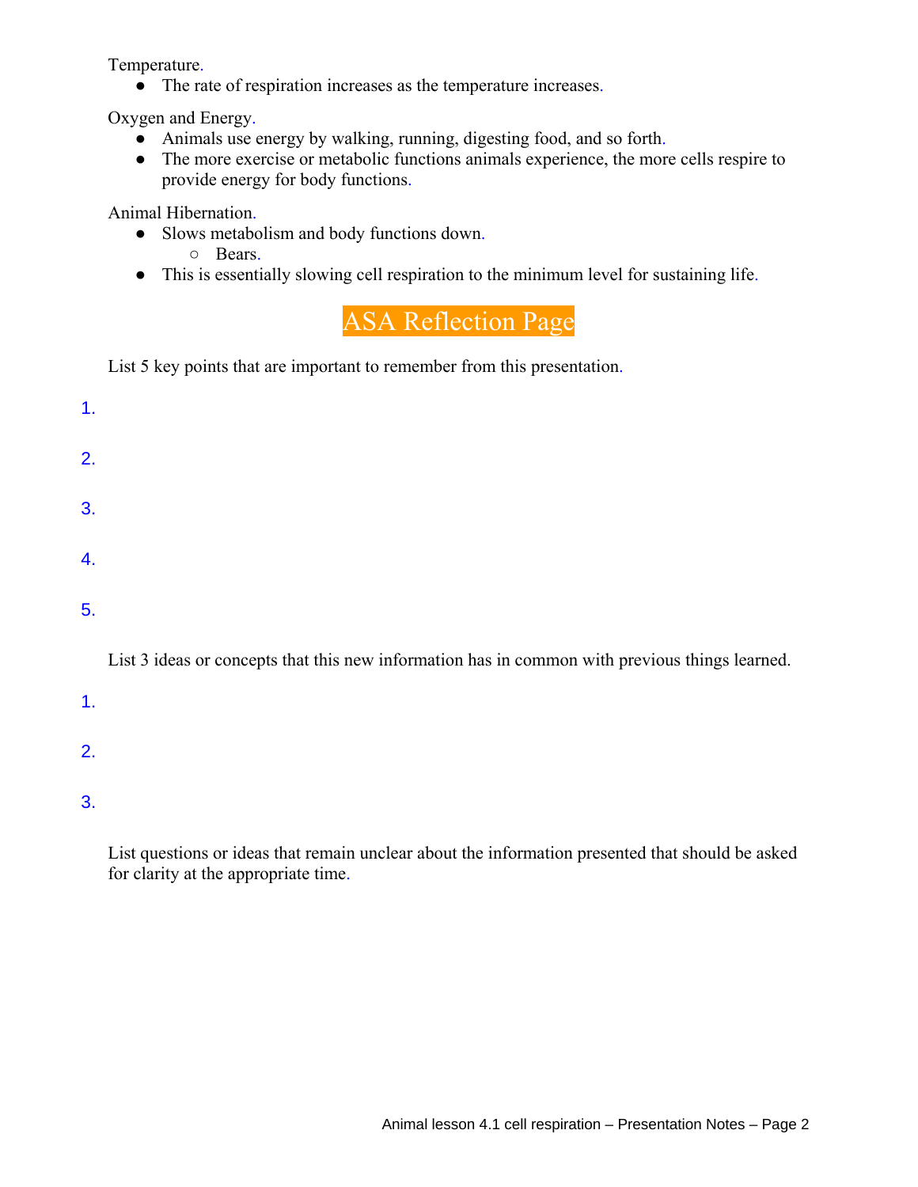Temperature.

- The rate of respiration increases as the temperature increases.

Oxygen and Energy.

- Animals use energy by walking, running, digesting food, and so forth.
- The more exercise or metabolic functions animals experience, the more cells respire to provide energy for body functions.

Animal Hibernation.

- Slows metabolism and body functions down.
    - Bears.
- This is essentially slowing cell respiration to the minimum level for sustaining life.

## ASA Reflection Page

List 5 key points that are important to remember from this presentation.

1.

2.

3.

4.

5.

List 3 ideas or concepts that this new information has in common with previous things learned.

1.

2.

3.

List questions or ideas that remain unclear about the information presented that should be asked for clarity at the appropriate time.